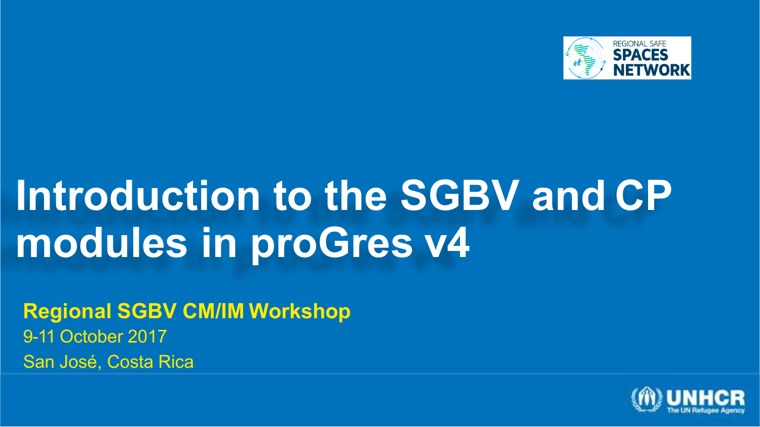REGIONAL SAFE SPACES NETWORK

# Introduction to the SGBV and CP modules in proGres v4

**Regional SGBV CM/IM Workshop**

9-11 October 2017

San José, Costa Rica

UNHCR The UN Refugee Agency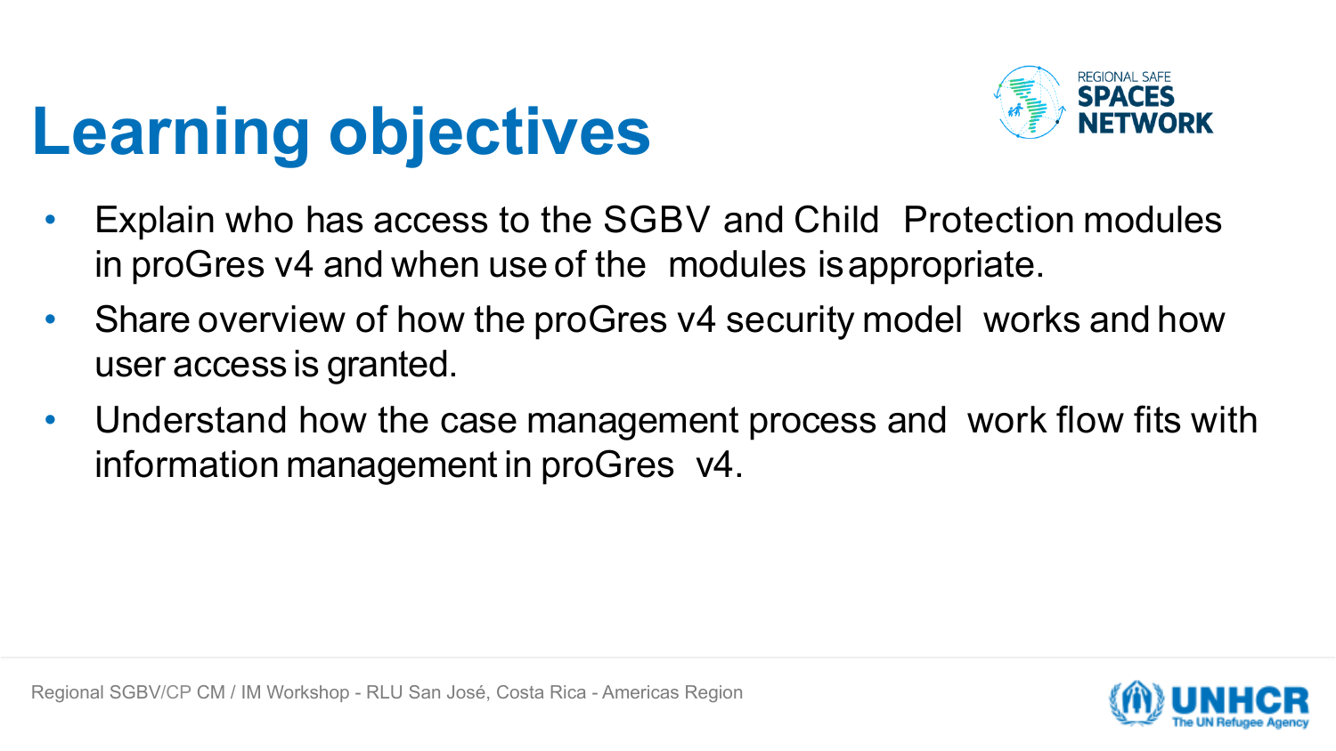# Learning objectives

- Explain who has access to the SGBV and Child Protection modules in proGres v4 and when use of the modules is appropriate.
- Share overview of how the proGres v4 security model works and how user access is granted.
- Understand how the case management process and work flow fits with information management in proGres v4.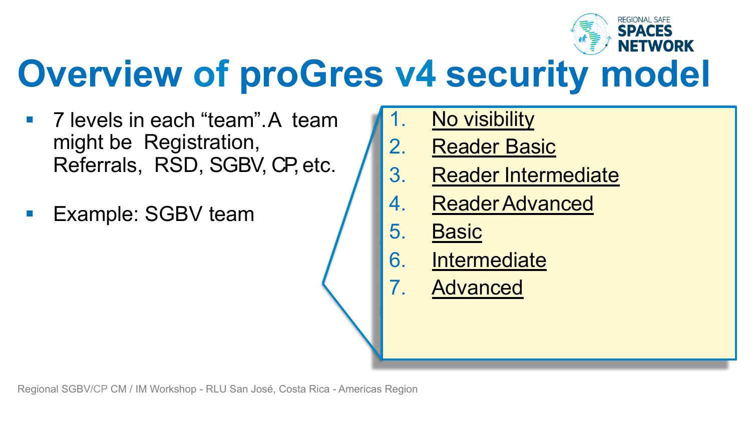# Overview of proGres v4 security model

- 7 levels in each "team". A team might be Registration, Referrals, RSD, SGBV, CP, etc.
- Example: SGBV team

1. No visibility
2. Reader Basic
3. Reader Intermediate
4. Reader Advanced
5. Basic
6. Intermediate
7. Advanced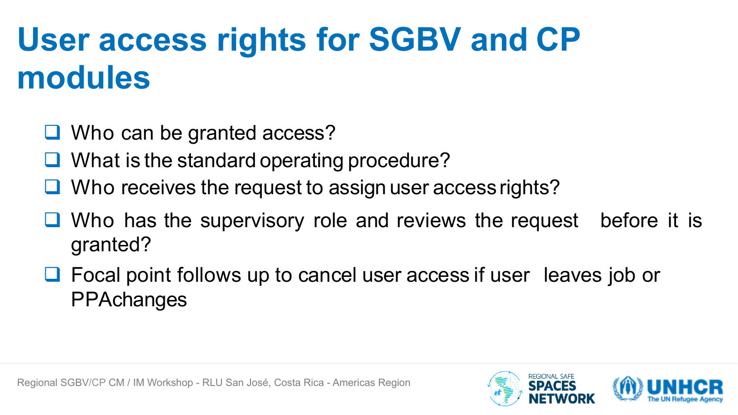# User access rights for SGBV and CP modules

- Who can be granted access?
- What is the standard operating procedure?
- Who receives the request to assign user access rights?
- Who has the supervisory role and reviews the request before it is granted?
- Focal point follows up to cancel user access if user leaves job or PPAchanges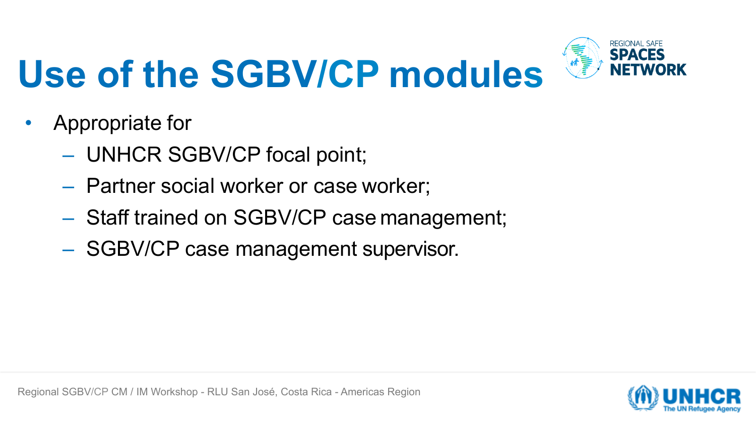# Use of the SGBV/CP modules

- Appropriate for
  - UNHCR SGBV/CP focal point;
  - Partner social worker or case worker;
  - Staff trained on SGBV/CP case management;
  - SGBV/CP case management supervisor.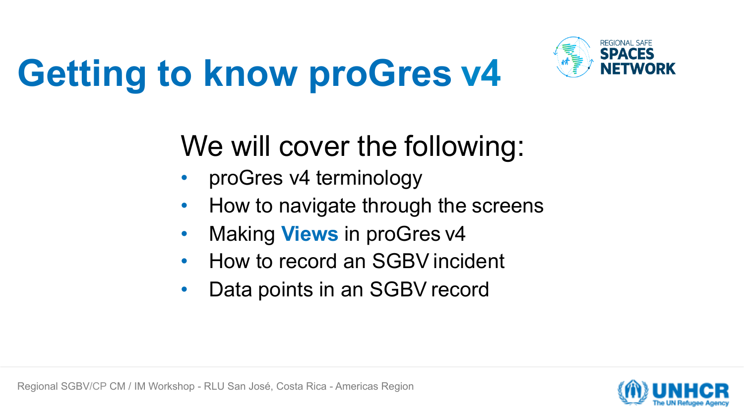# Getting to know proGres v4

We will cover the following:

- proGres v4 terminology
- How to navigate through the screens
- Making **Views** in proGres v4
- How to record an SGBV incident
- Data points in an SGBV record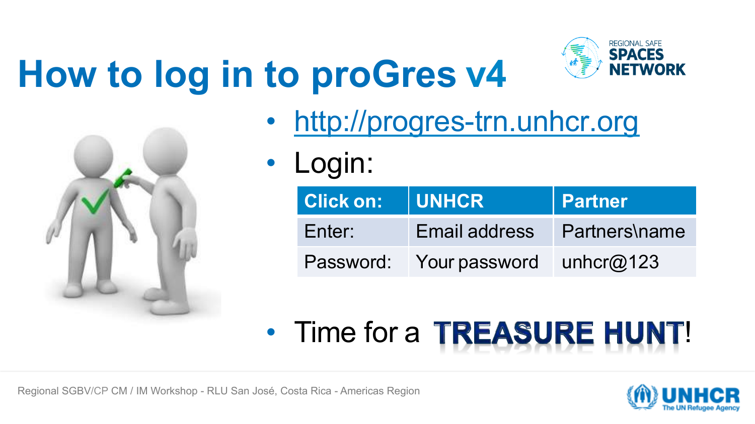# How to log in to proGres v4

REGIONAL SAFE SPACES NETWORK

- http://progres-trn.unhcr.org
- Login:

| Click on: | UNHCR | Partner |
|---|---|---|
| Enter: | Email address | Partners\name |
| Password: | Your password | unhcr@123 |

- Time for a **TREASURE HUNT**!

Regional SGBV/CP CM / IM Workshop - RLU San José, Costa Rica - Americas Region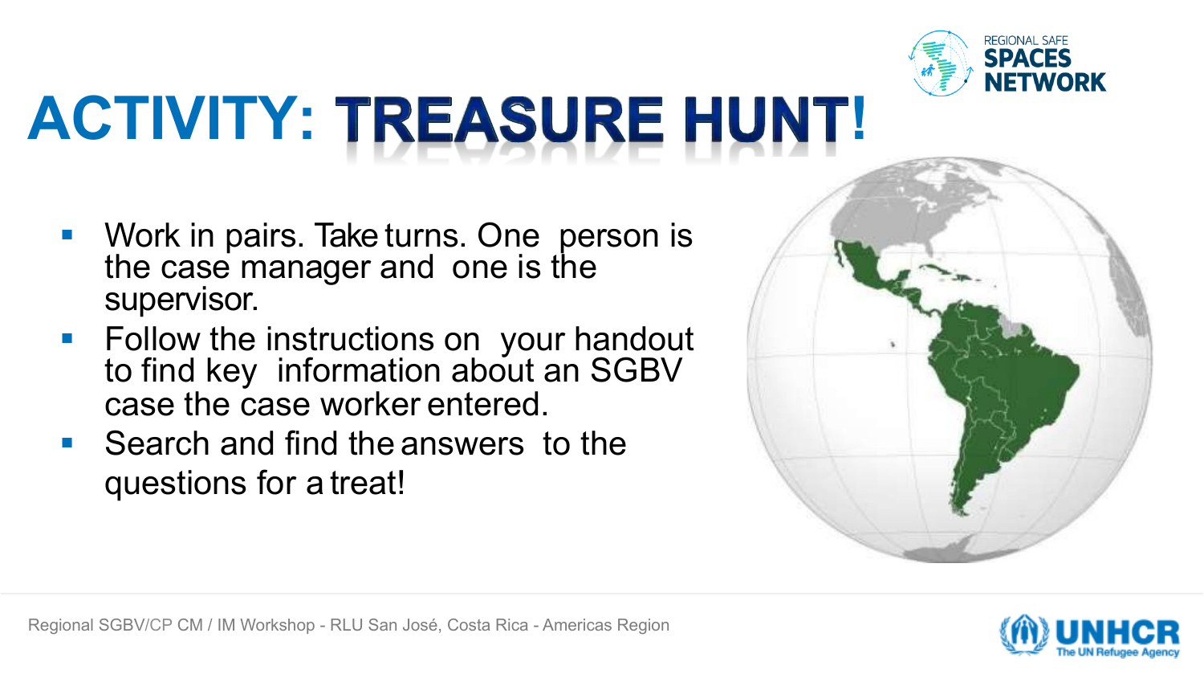# ACTIVITY: TREASURE HUNT!

- Work in pairs. Take turns. One person is the case manager and one is the supervisor.
- Follow the instructions on your handout to find key information about an SGBV case the case worker entered.
- Search and find the answers to the questions for a treat!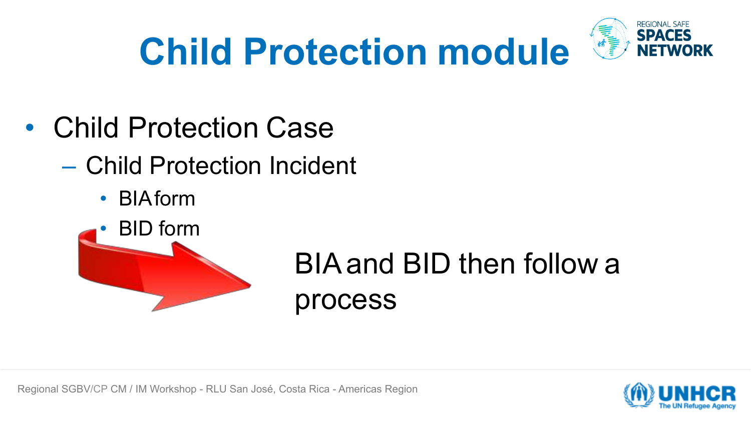# Child Protection module

- Child Protection Case
  - Child Protection Incident
    - BIA form
    - BID form

BIA and BID then follow a process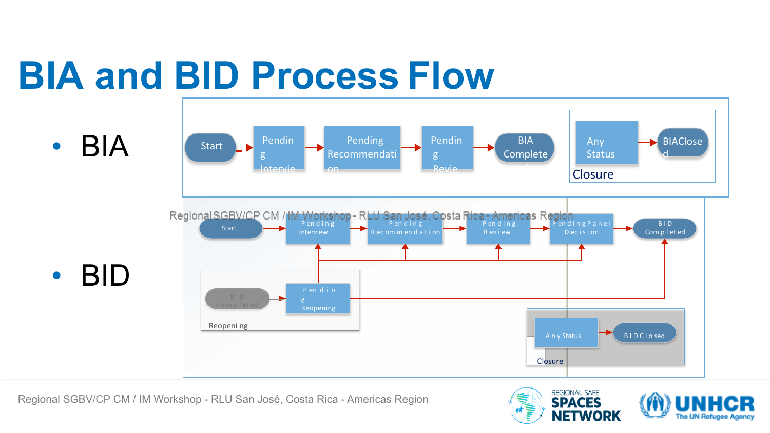# BIA and BID Process Flow

- BIA

Start → Pending Interview → Pending Recommendation → Pending Review → BIA Complete

Closure: Any Status → BIAClosed

- BID

Start → Pending Interview → Pending Recommendation → Pending Review → Pending Panel Decision → BID Completed

Reopening: BID Completed → Pending Reopening

Closure: Any Status → BID Closed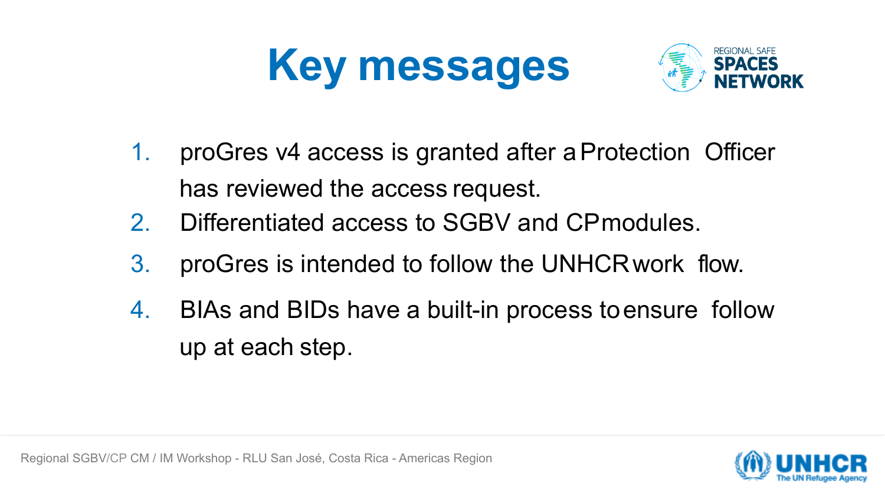# Key messages

REGIONAL SAFE SPACES NETWORK

1. proGres v4 access is granted after a Protection Officer has reviewed the access request.
2. Differentiated access to SGBV and CP modules.
3. proGres is intended to follow the UNHCR work flow.
4. BIAs and BIDs have a built-in process to ensure follow up at each step.